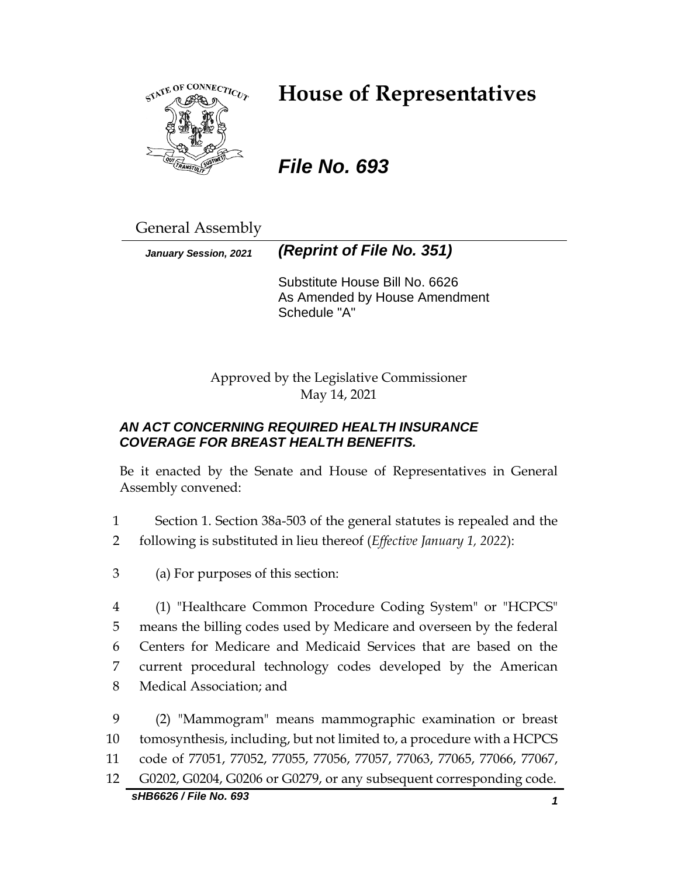# House of Representatives

## *File No. 693*

General Assembly

***January Session, 2021*** ***(Reprint of File No. 351)***

Substitute House Bill No. 6626
As Amended by House Amendment Schedule "A"

Approved by the Legislative Commissioner
May 14, 2021

### *AN ACT CONCERNING REQUIRED HEALTH INSURANCE COVERAGE FOR BREAST HEALTH BENEFITS.*

Be it enacted by the Senate and House of Representatives in General Assembly convened:

1 Section 1. Section 38a-503 of the general statutes is repealed and the
2 following is substituted in lieu thereof (*Effective January 1, 2022*):

3 (a) For purposes of this section:

4 (1) "Healthcare Common Procedure Coding System" or "HCPCS"
5 means the billing codes used by Medicare and overseen by the federal
6 Centers for Medicare and Medicaid Services that are based on the
7 current procedural technology codes developed by the American
8 Medical Association; and

9 (2) "Mammogram" means mammographic examination or breast
10 tomosynthesis, including, but not limited to, a procedure with a HCPCS
11 code of 77051, 77052, 77055, 77056, 77057, 77063, 77065, 77066, 77067,
12 G0202, G0204, G0206 or G0279, or any subsequent corresponding code.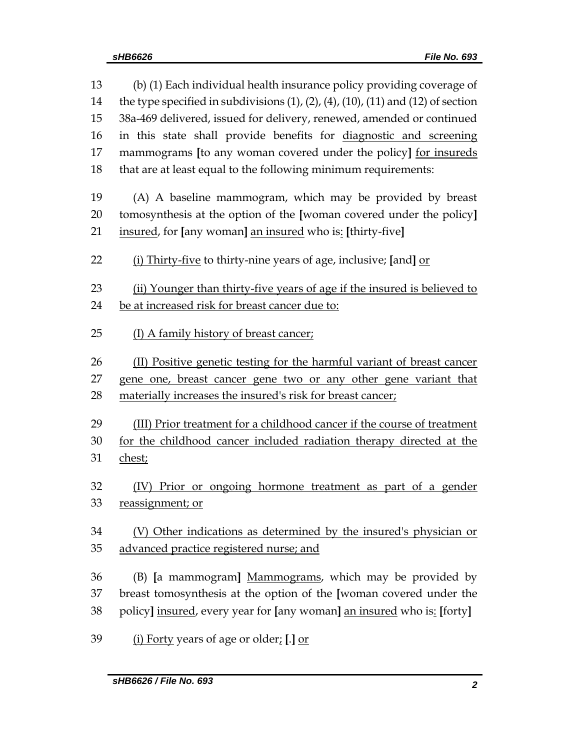13 (b) (1) Each individual health insurance policy providing coverage of
14 the type specified in subdivisions (1), (2), (4), (10), (11) and (12) of section
15 38a-469 delivered, issued for delivery, renewed, amended or continued
16 in this state shall provide benefits for <u>diagnostic and screening</u>
17 mammograms **[**to any woman covered under the policy**]** <u>for insureds</u>
18 that are at least equal to the following minimum requirements:

19 (A) A baseline mammogram, which may be provided by breast
20 tomosynthesis at the option of the **[**woman covered under the policy**]**
21 <u>insured</u>, for **[**any woman**]** <u>an insured</u> who is<u>:</u> **[**thirty-five**]**

22 <u>(i) Thirty-five</u> to thirty-nine years of age, inclusive; **[**and**]** <u>or</u>

23 <u>(ii) Younger than thirty-five years of age if the insured is believed to</u>
24 <u>be at increased risk for breast cancer due to:</u>

25 <u>(I) A family history of breast cancer;</u>

26 <u>(II) Positive genetic testing for the harmful variant of breast cancer</u>
27 <u>gene one, breast cancer gene two or any other gene variant that</u>
28 <u>materially increases the insured's risk for breast cancer;</u>

29 <u>(III) Prior treatment for a childhood cancer if the course of treatment</u>
30 <u>for the childhood cancer included radiation therapy directed at the</u>
31 <u>chest;</u>

32 <u>(IV) Prior or ongoing hormone treatment as part of a gender</u>
33 <u>reassignment; or</u>

34 <u>(V) Other indications as determined by the insured's physician or</u>
35 <u>advanced practice registered nurse; and</u>

36 (B) **[**a mammogram**]** <u>Mammograms</u>, which may be provided by
37 breast tomosynthesis at the option of the **[**woman covered under the
38 policy**]** <u>insured</u>, every year for **[**any woman**]** <u>an insured</u> who is<u>:</u> **[**forty**]**

39 <u>(i) Forty</u> years of age or older<u>;</u> **[**.**]** <u>or</u>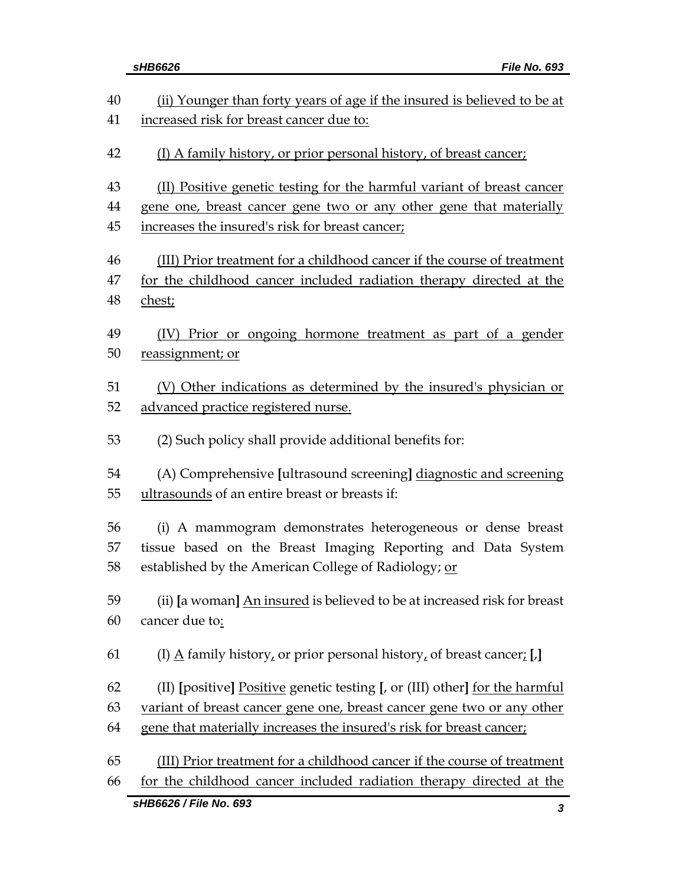40 (ii) Younger than forty years of age if the insured is believed to be at
41 increased risk for breast cancer due to:

42 (I) A family history, or prior personal history, of breast cancer;

43 (II) Positive genetic testing for the harmful variant of breast cancer
44 gene one, breast cancer gene two or any other gene that materially
45 increases the insured's risk for breast cancer;

46 (III) Prior treatment for a childhood cancer if the course of treatment
47 for the childhood cancer included radiation therapy directed at the
48 chest;

49 (IV) Prior or ongoing hormone treatment as part of a gender
50 reassignment; or

51 (V) Other indications as determined by the insured's physician or
52 advanced practice registered nurse.

53 (2) Such policy shall provide additional benefits for:

54 (A) Comprehensive **[**ultrasound screening**]** diagnostic and screening
55 ultrasounds of an entire breast or breasts if:

56 (i) A mammogram demonstrates heterogeneous or dense breast
57 tissue based on the Breast Imaging Reporting and Data System
58 established by the American College of Radiology; or

59 (ii) **[**a woman**]** An insured is believed to be at increased risk for breast
60 cancer due to:

61 (I) A family history, or prior personal history, of breast cancer; **[**,**]**

62 (II) **[**positive**]** Positive genetic testing **[**, or (III) other**]** for the harmful
63 variant of breast cancer gene one, breast cancer gene two or any other
64 gene that materially increases the insured's risk for breast cancer;

65 (III) Prior treatment for a childhood cancer if the course of treatment
66 for the childhood cancer included radiation therapy directed at the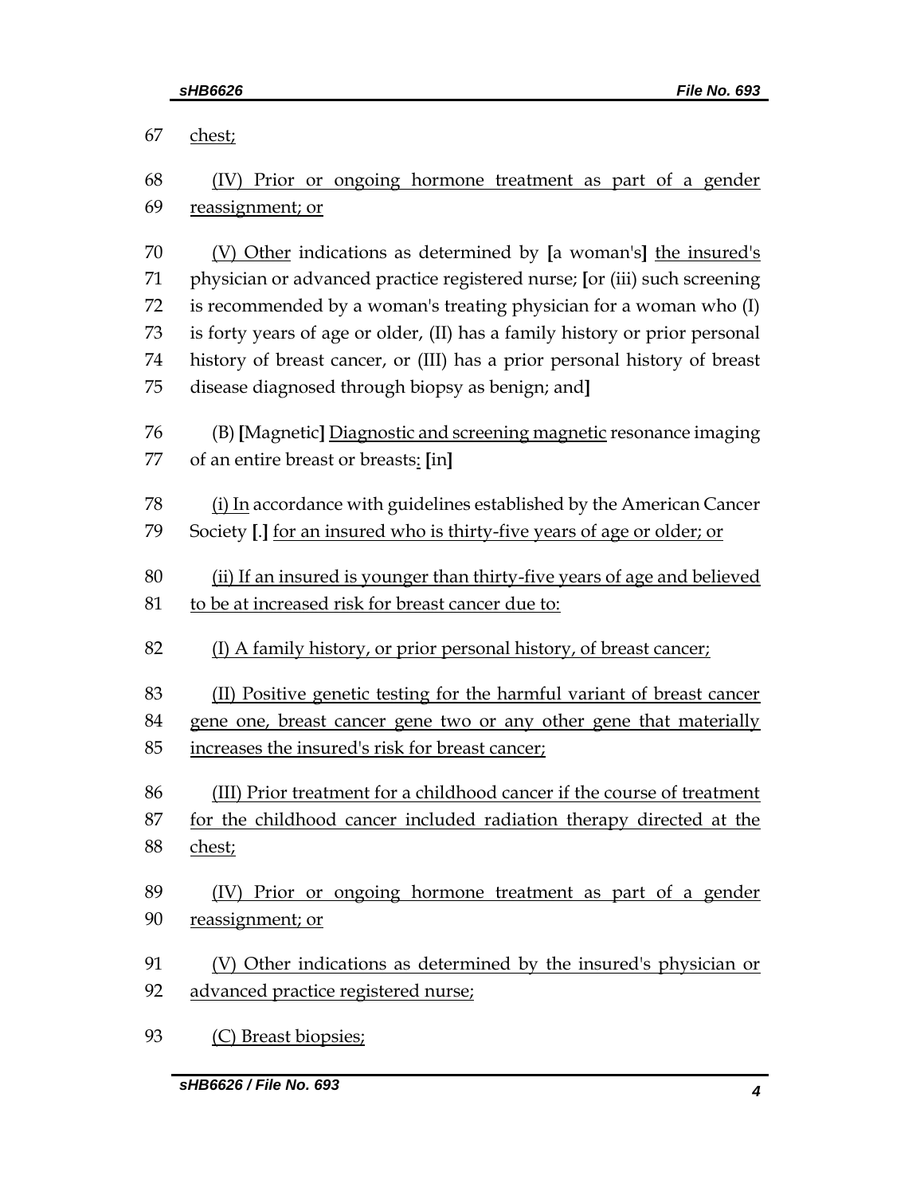67 chest;

68 (IV) Prior or ongoing hormone treatment as part of a gender
69 reassignment; or

70 (V) Other indications as determined by [a woman's] the insured's
71 physician or advanced practice registered nurse; [or (iii) such screening
72 is recommended by a woman's treating physician for a woman who (I)
73 is forty years of age or older, (II) has a family history or prior personal
74 history of breast cancer, or (III) has a prior personal history of breast
75 disease diagnosed through biopsy as benign; and]

76 (B) [Magnetic] Diagnostic and screening magnetic resonance imaging
77 of an entire breast or breasts: [in]

78 (i) In accordance with guidelines established by the American Cancer
79 Society [.] for an insured who is thirty-five years of age or older; or

80 (ii) If an insured is younger than thirty-five years of age and believed
81 to be at increased risk for breast cancer due to:

82 (I) A family history, or prior personal history, of breast cancer;

83 (II) Positive genetic testing for the harmful variant of breast cancer
84 gene one, breast cancer gene two or any other gene that materially
85 increases the insured's risk for breast cancer;

86 (III) Prior treatment for a childhood cancer if the course of treatment
87 for the childhood cancer included radiation therapy directed at the
88 chest;

89 (IV) Prior or ongoing hormone treatment as part of a gender
90 reassignment; or

91 (V) Other indications as determined by the insured's physician or
92 advanced practice registered nurse;

93 (C) Breast biopsies;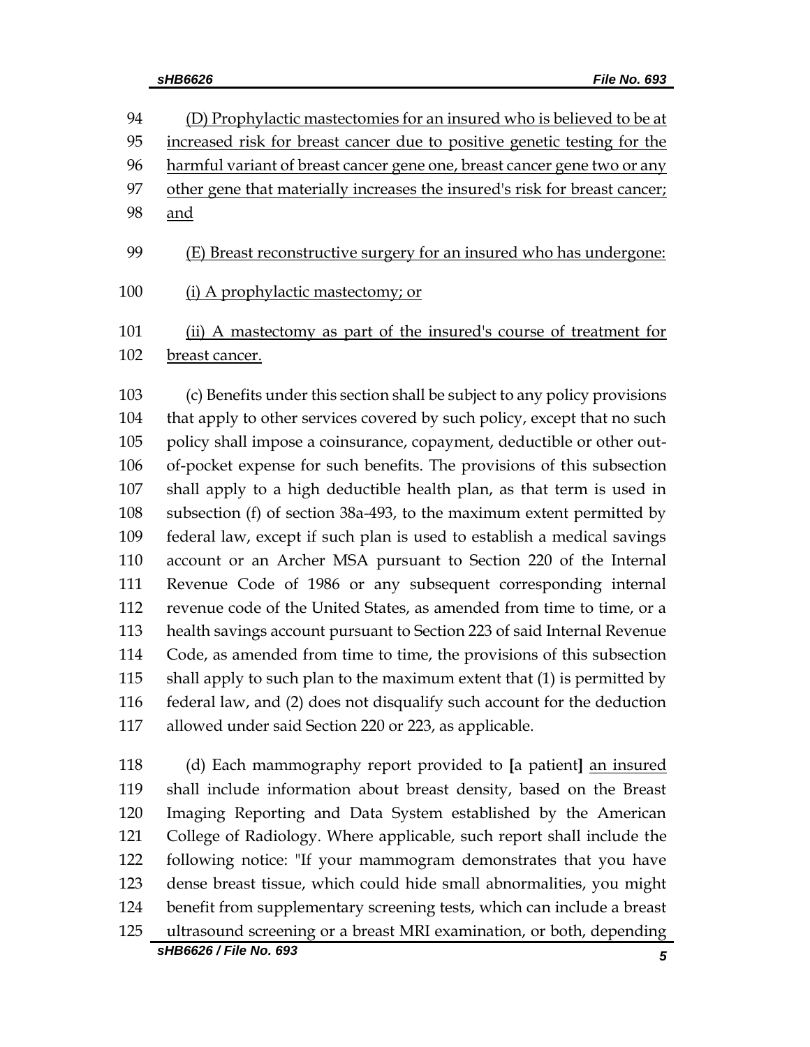(D) Prophylactic mastectomies for an insured who is believed to be at increased risk for breast cancer due to positive genetic testing for the harmful variant of breast cancer gene one, breast cancer gene two or any other gene that materially increases the insured's risk for breast cancer; and

(E) Breast reconstructive surgery for an insured who has undergone:

(i) A prophylactic mastectomy; or

(ii) A mastectomy as part of the insured's course of treatment for breast cancer.

(c) Benefits under this section shall be subject to any policy provisions that apply to other services covered by such policy, except that no such policy shall impose a coinsurance, copayment, deductible or other out-of-pocket expense for such benefits. The provisions of this subsection shall apply to a high deductible health plan, as that term is used in subsection (f) of section 38a-493, to the maximum extent permitted by federal law, except if such plan is used to establish a medical savings account or an Archer MSA pursuant to Section 220 of the Internal Revenue Code of 1986 or any subsequent corresponding internal revenue code of the United States, as amended from time to time, or a health savings account pursuant to Section 223 of said Internal Revenue Code, as amended from time to time, the provisions of this subsection shall apply to such plan to the maximum extent that (1) is permitted by federal law, and (2) does not disqualify such account for the deduction allowed under said Section 220 or 223, as applicable.

(d) Each mammography report provided to **[**a patient**]** an insured shall include information about breast density, based on the Breast Imaging Reporting and Data System established by the American College of Radiology. Where applicable, such report shall include the following notice: "If your mammogram demonstrates that you have dense breast tissue, which could hide small abnormalities, you might benefit from supplementary screening tests, which can include a breast ultrasound screening or a breast MRI examination, or both, depending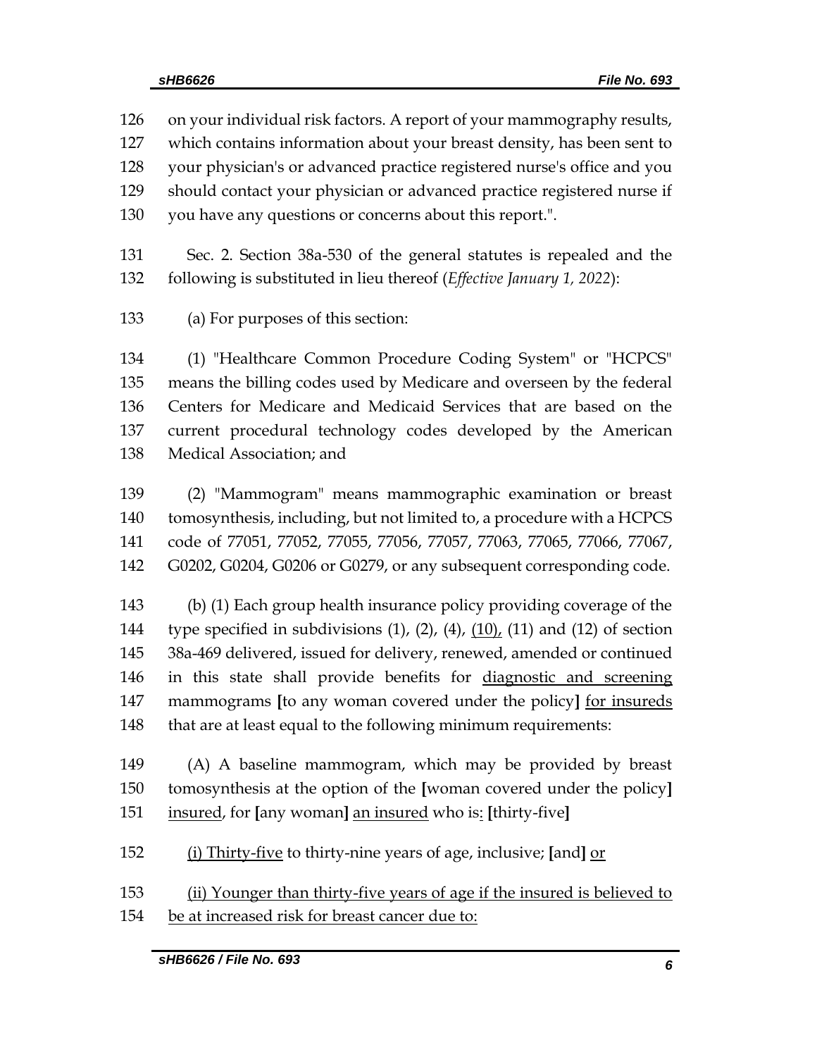on your individual risk factors. A report of your mammography results, which contains information about your breast density, has been sent to your physician's or advanced practice registered nurse's office and you should contact your physician or advanced practice registered nurse if you have any questions or concerns about this report.".

Sec. 2. Section 38a-530 of the general statutes is repealed and the following is substituted in lieu thereof (*Effective January 1, 2022*):

(a) For purposes of this section:

(1) "Healthcare Common Procedure Coding System" or "HCPCS" means the billing codes used by Medicare and overseen by the federal Centers for Medicare and Medicaid Services that are based on the current procedural technology codes developed by the American Medical Association; and

(2) "Mammogram" means mammographic examination or breast tomosynthesis, including, but not limited to, a procedure with a HCPCS code of 77051, 77052, 77055, 77056, 77057, 77063, 77065, 77066, 77067, G0202, G0204, G0206 or G0279, or any subsequent corresponding code.

(b) (1) Each group health insurance policy providing coverage of the type specified in subdivisions (1), (2), (4), <u>(10),</u> (11) and (12) of section 38a-469 delivered, issued for delivery, renewed, amended or continued in this state shall provide benefits for <u>diagnostic and screening</u> mammograms **[**to any woman covered under the policy**]** <u>for insureds</u> that are at least equal to the following minimum requirements:

(A) A baseline mammogram, which may be provided by breast tomosynthesis at the option of the **[**woman covered under the policy**]** <u>insured</u>, for **[**any woman**]** <u>an insured</u> who is<u>:</u> **[**thirty-five**]**

<u>(i) Thirty-five</u> to thirty-nine years of age, inclusive; **[**and**]** <u>or</u>

<u>(ii) Younger than thirty-five years of age if the insured is believed to be at increased risk for breast cancer due to:</u>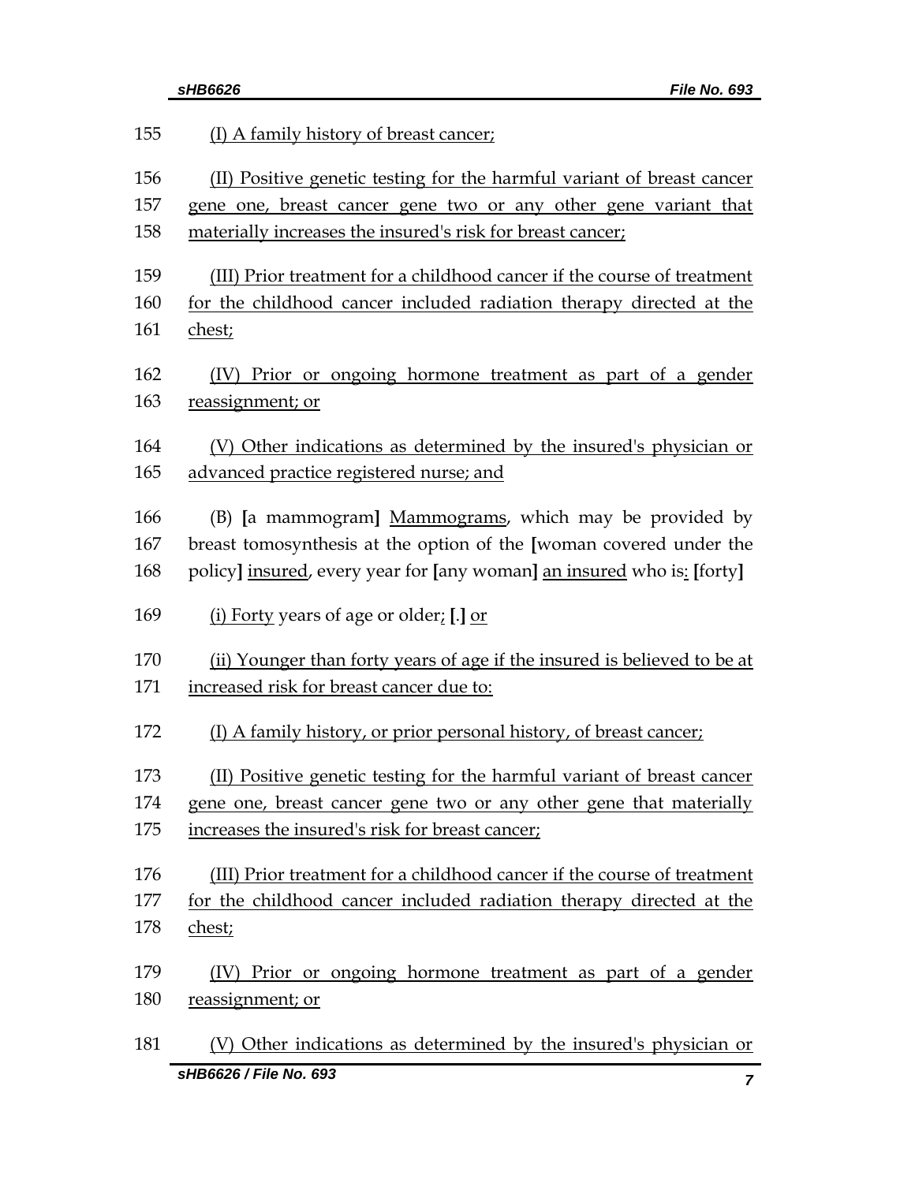155 (I) A family history of breast cancer;

156 (II) Positive genetic testing for the harmful variant of breast cancer
157 gene one, breast cancer gene two or any other gene variant that
158 materially increases the insured's risk for breast cancer;

159 (III) Prior treatment for a childhood cancer if the course of treatment
160 for the childhood cancer included radiation therapy directed at the
161 chest;

162 (IV) Prior or ongoing hormone treatment as part of a gender
163 reassignment; or

164 (V) Other indications as determined by the insured's physician or
165 advanced practice registered nurse; and

166 (B) [a mammogram] Mammograms, which may be provided by
167 breast tomosynthesis at the option of the [woman covered under the
168 policy] insured, every year for [any woman] an insured who is: [forty]

169 (i) Forty years of age or older; [.] or

170 (ii) Younger than forty years of age if the insured is believed to be at
171 increased risk for breast cancer due to:

172 (I) A family history, or prior personal history, of breast cancer;

173 (II) Positive genetic testing for the harmful variant of breast cancer
174 gene one, breast cancer gene two or any other gene that materially
175 increases the insured's risk for breast cancer;

176 (III) Prior treatment for a childhood cancer if the course of treatment
177 for the childhood cancer included radiation therapy directed at the
178 chest;

179 (IV) Prior or ongoing hormone treatment as part of a gender
180 reassignment; or

181 (V) Other indications as determined by the insured's physician or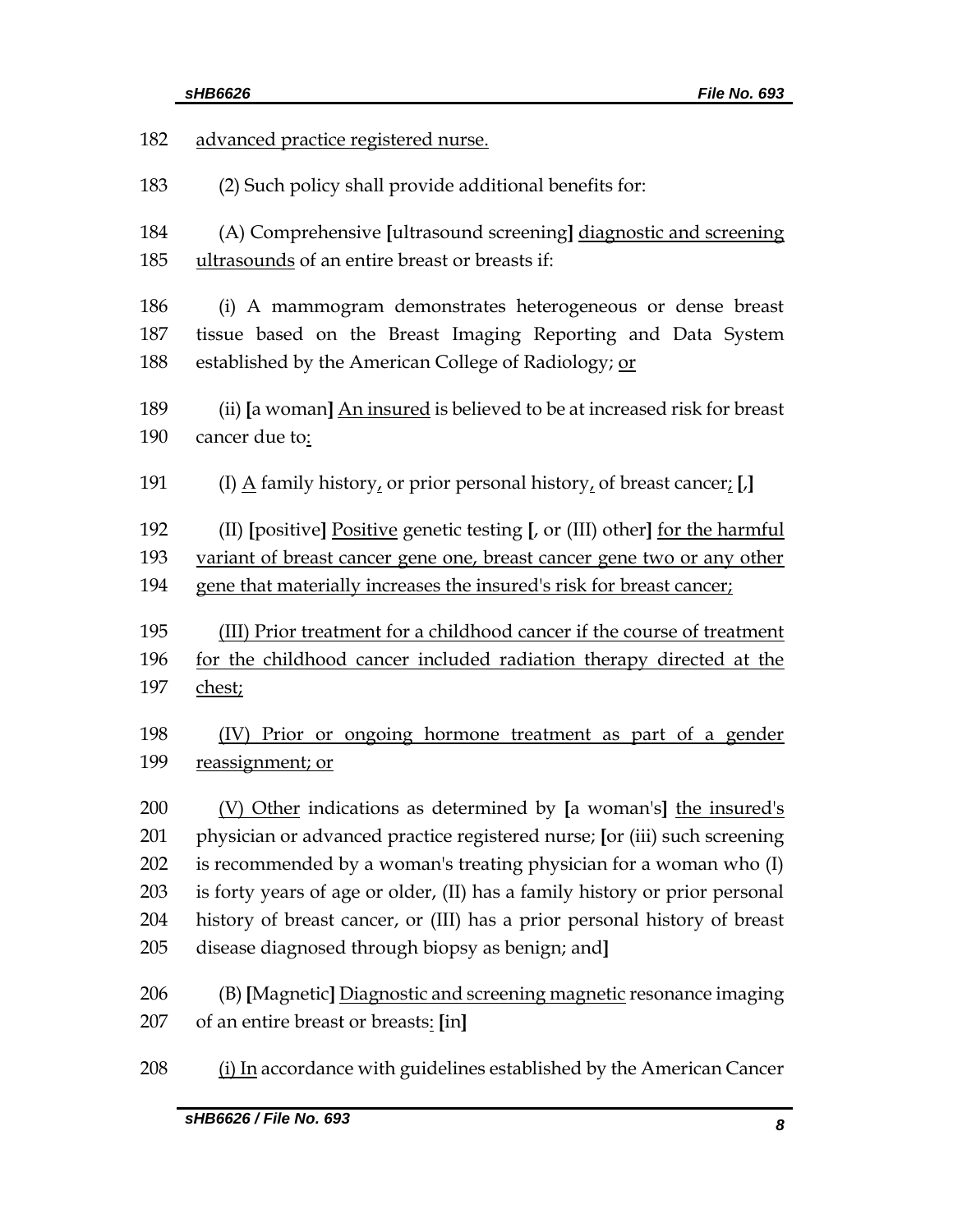182 advanced practice registered nurse.

183 (2) Such policy shall provide additional benefits for:

184 (A) Comprehensive [ultrasound screening] diagnostic and screening
185 ultrasounds of an entire breast or breasts if:

186 (i) A mammogram demonstrates heterogeneous or dense breast
187 tissue based on the Breast Imaging Reporting and Data System
188 established by the American College of Radiology; or

189 (ii) [a woman] An insured is believed to be at increased risk for breast
190 cancer due to:

191 (I) A family history, or prior personal history, of breast cancer; [,]

192 (II) [positive] Positive genetic testing [, or (III) other] for the harmful
193 variant of breast cancer gene one, breast cancer gene two or any other
194 gene that materially increases the insured's risk for breast cancer;

195 (III) Prior treatment for a childhood cancer if the course of treatment
196 for the childhood cancer included radiation therapy directed at the
197 chest;

198 (IV) Prior or ongoing hormone treatment as part of a gender
199 reassignment; or

200 (V) Other indications as determined by [a woman's] the insured's
201 physician or advanced practice registered nurse; [or (iii) such screening
202 is recommended by a woman's treating physician for a woman who (I)
203 is forty years of age or older, (II) has a family history or prior personal
204 history of breast cancer, or (III) has a prior personal history of breast
205 disease diagnosed through biopsy as benign; and]

206 (B) [Magnetic] Diagnostic and screening magnetic resonance imaging
207 of an entire breast or breasts: [in]

208 (i) In accordance with guidelines established by the American Cancer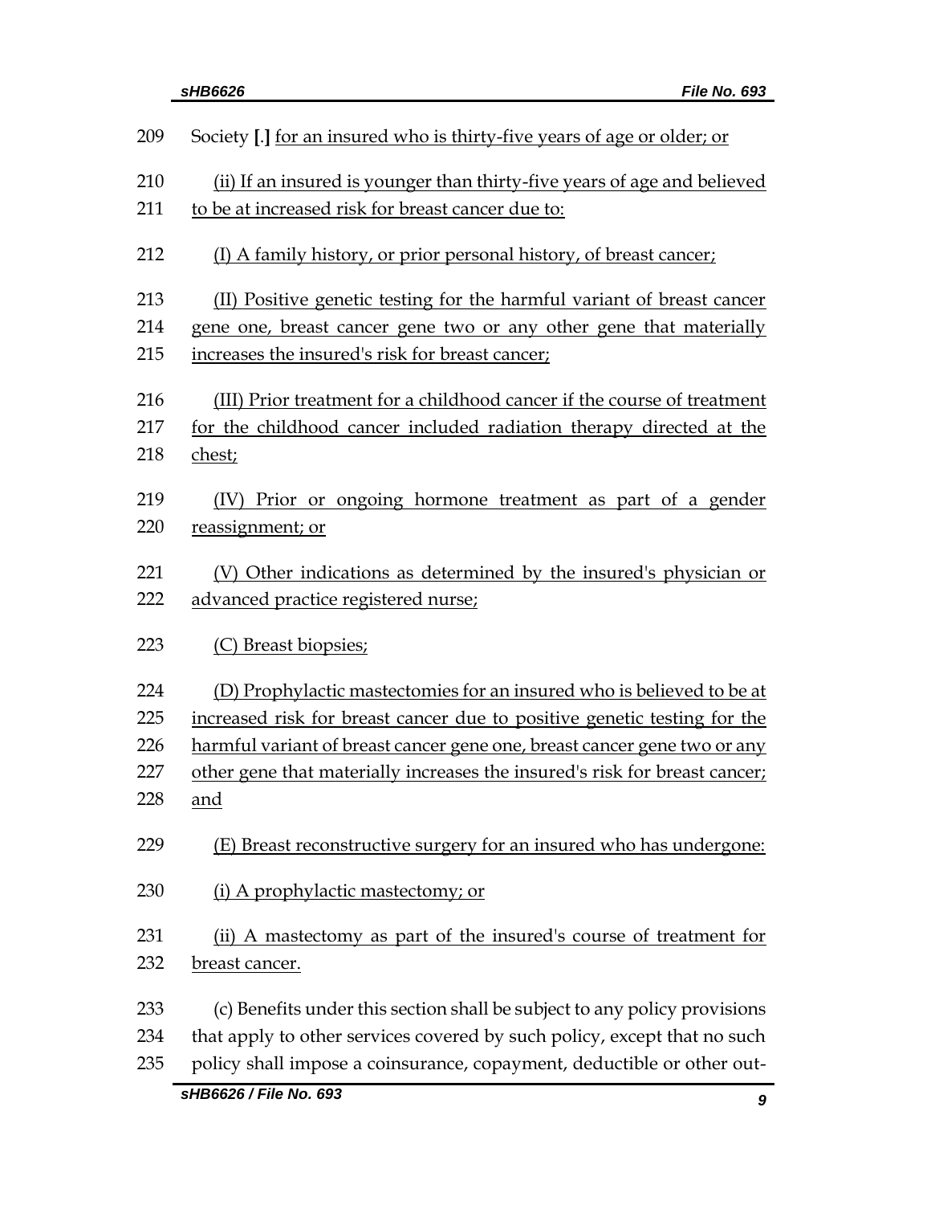209 Society [.] for an insured who is thirty-five years of age or older; or

210 (ii) If an insured is younger than thirty-five years of age and believed
211 to be at increased risk for breast cancer due to:

212 (I) A family history, or prior personal history, of breast cancer;

213 (II) Positive genetic testing for the harmful variant of breast cancer
214 gene one, breast cancer gene two or any other gene that materially
215 increases the insured's risk for breast cancer;

216 (III) Prior treatment for a childhood cancer if the course of treatment
217 for the childhood cancer included radiation therapy directed at the
218 chest;

219 (IV) Prior or ongoing hormone treatment as part of a gender
220 reassignment; or

221 (V) Other indications as determined by the insured's physician or
222 advanced practice registered nurse;

223 (C) Breast biopsies;

224 (D) Prophylactic mastectomies for an insured who is believed to be at
225 increased risk for breast cancer due to positive genetic testing for the
226 harmful variant of breast cancer gene one, breast cancer gene two or any
227 other gene that materially increases the insured's risk for breast cancer;
228 and

229 (E) Breast reconstructive surgery for an insured who has undergone:

230 (i) A prophylactic mastectomy; or

231 (ii) A mastectomy as part of the insured's course of treatment for
232 breast cancer.

233 (c) Benefits under this section shall be subject to any policy provisions
234 that apply to other services covered by such policy, except that no such
235 policy shall impose a coinsurance, copayment, deductible or other out-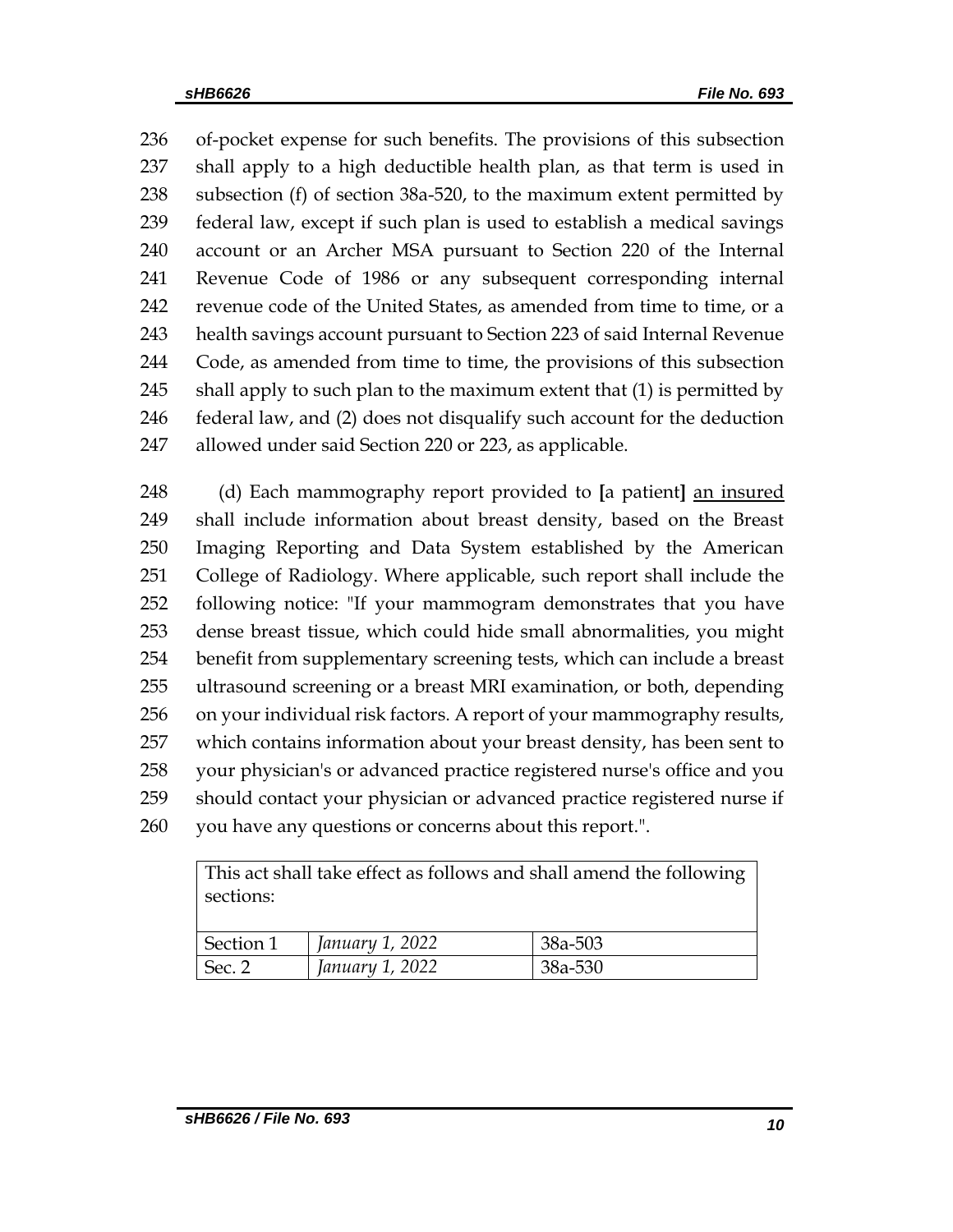of-pocket expense for such benefits. The provisions of this subsection shall apply to a high deductible health plan, as that term is used in subsection (f) of section 38a-520, to the maximum extent permitted by federal law, except if such plan is used to establish a medical savings account or an Archer MSA pursuant to Section 220 of the Internal Revenue Code of 1986 or any subsequent corresponding internal revenue code of the United States, as amended from time to time, or a health savings account pursuant to Section 223 of said Internal Revenue Code, as amended from time to time, the provisions of this subsection shall apply to such plan to the maximum extent that (1) is permitted by federal law, and (2) does not disqualify such account for the deduction allowed under said Section 220 or 223, as applicable.

(d) Each mammography report provided to **[**a patient**]** <u>an insured</u> shall include information about breast density, based on the Breast Imaging Reporting and Data System established by the American College of Radiology. Where applicable, such report shall include the following notice: "If your mammogram demonstrates that you have dense breast tissue, which could hide small abnormalities, you might benefit from supplementary screening tests, which can include a breast ultrasound screening or a breast MRI examination, or both, depending on your individual risk factors. A report of your mammography results, which contains information about your breast density, has been sent to your physician's or advanced practice registered nurse's office and you should contact your physician or advanced practice registered nurse if you have any questions or concerns about this report.".

| This act shall take effect as follows and shall amend the following sections: | | |
|---|---|---|
| Section 1 | *January 1, 2022* | 38a-503 |
| Sec. 2 | *January 1, 2022* | 38a-530 |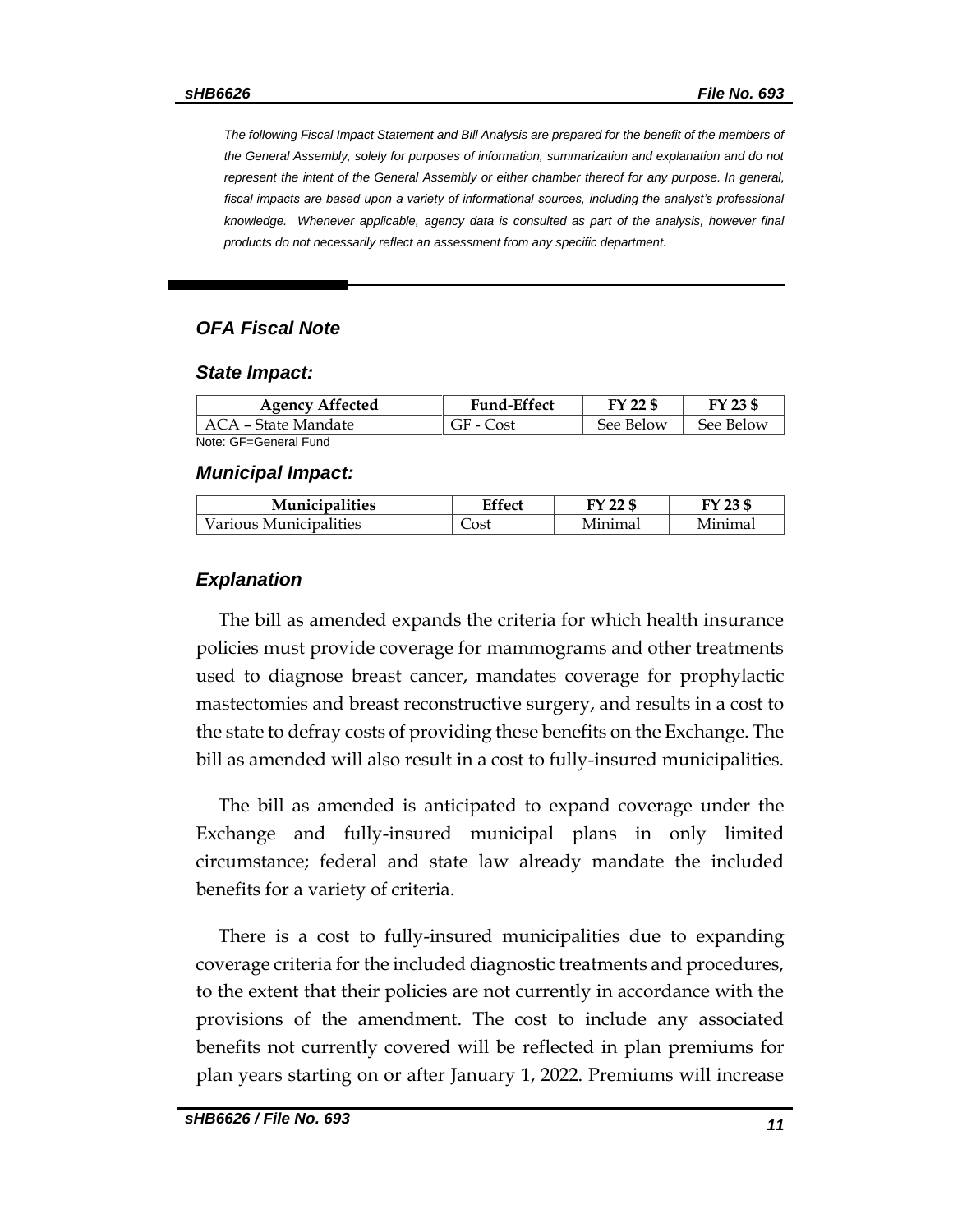*The following Fiscal Impact Statement and Bill Analysis are prepared for the benefit of the members of the General Assembly, solely for purposes of information, summarization and explanation and do not represent the intent of the General Assembly or either chamber thereof for any purpose. In general, fiscal impacts are based upon a variety of informational sources, including the analyst's professional knowledge. Whenever applicable, agency data is consulted as part of the analysis, however final products do not necessarily reflect an assessment from any specific department.*

## *OFA Fiscal Note*

### *State Impact:*

| Agency Affected | Fund-Effect | FY 22 $ | FY 23 $ |
|---|---|---|---|
| ACA – State Mandate | GF - Cost | See Below | See Below |

Note: GF=General Fund

### *Municipal Impact:*

| Municipalities | Effect | FY 22 $ | FY 23 $ |
|---|---|---|---|
| Various Municipalities | Cost | Minimal | Minimal |

### *Explanation*

The bill as amended expands the criteria for which health insurance policies must provide coverage for mammograms and other treatments used to diagnose breast cancer, mandates coverage for prophylactic mastectomies and breast reconstructive surgery, and results in a cost to the state to defray costs of providing these benefits on the Exchange. The bill as amended will also result in a cost to fully-insured municipalities.

The bill as amended is anticipated to expand coverage under the Exchange and fully-insured municipal plans in only limited circumstance; federal and state law already mandate the included benefits for a variety of criteria.

There is a cost to fully-insured municipalities due to expanding coverage criteria for the included diagnostic treatments and procedures, to the extent that their policies are not currently in accordance with the provisions of the amendment. The cost to include any associated benefits not currently covered will be reflected in plan premiums for plan years starting on or after January 1, 2022. Premiums will increase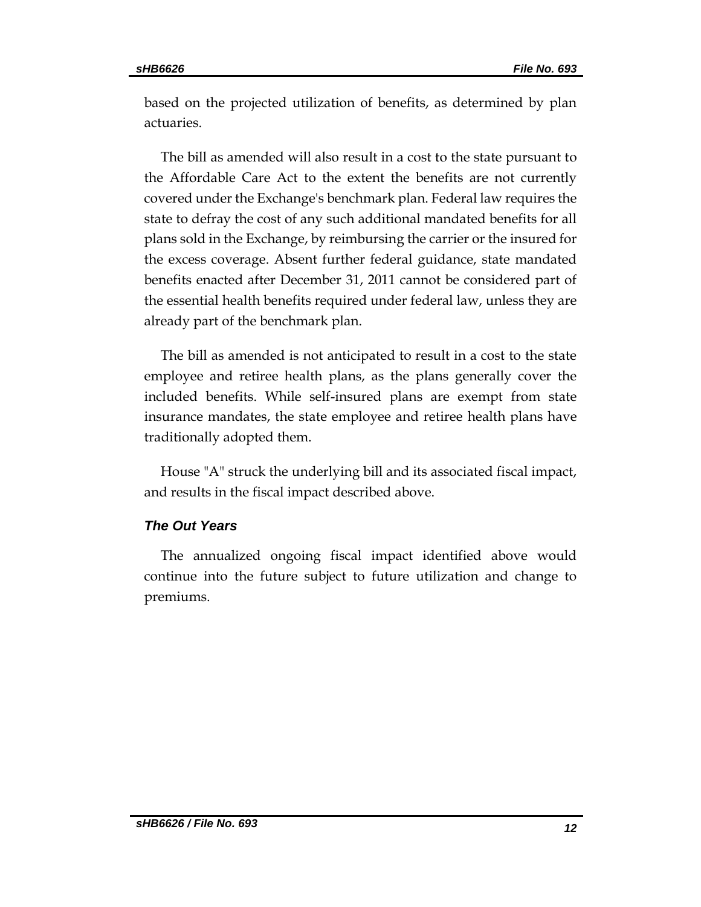based on the projected utilization of benefits, as determined by plan actuaries.

The bill as amended will also result in a cost to the state pursuant to the Affordable Care Act to the extent the benefits are not currently covered under the Exchange's benchmark plan. Federal law requires the state to defray the cost of any such additional mandated benefits for all plans sold in the Exchange, by reimbursing the carrier or the insured for the excess coverage. Absent further federal guidance, state mandated benefits enacted after December 31, 2011 cannot be considered part of the essential health benefits required under federal law, unless they are already part of the benchmark plan.

The bill as amended is not anticipated to result in a cost to the state employee and retiree health plans, as the plans generally cover the included benefits. While self-insured plans are exempt from state insurance mandates, the state employee and retiree health plans have traditionally adopted them.

House "A" struck the underlying bill and its associated fiscal impact, and results in the fiscal impact described above.

### *The Out Years*

The annualized ongoing fiscal impact identified above would continue into the future subject to future utilization and change to premiums.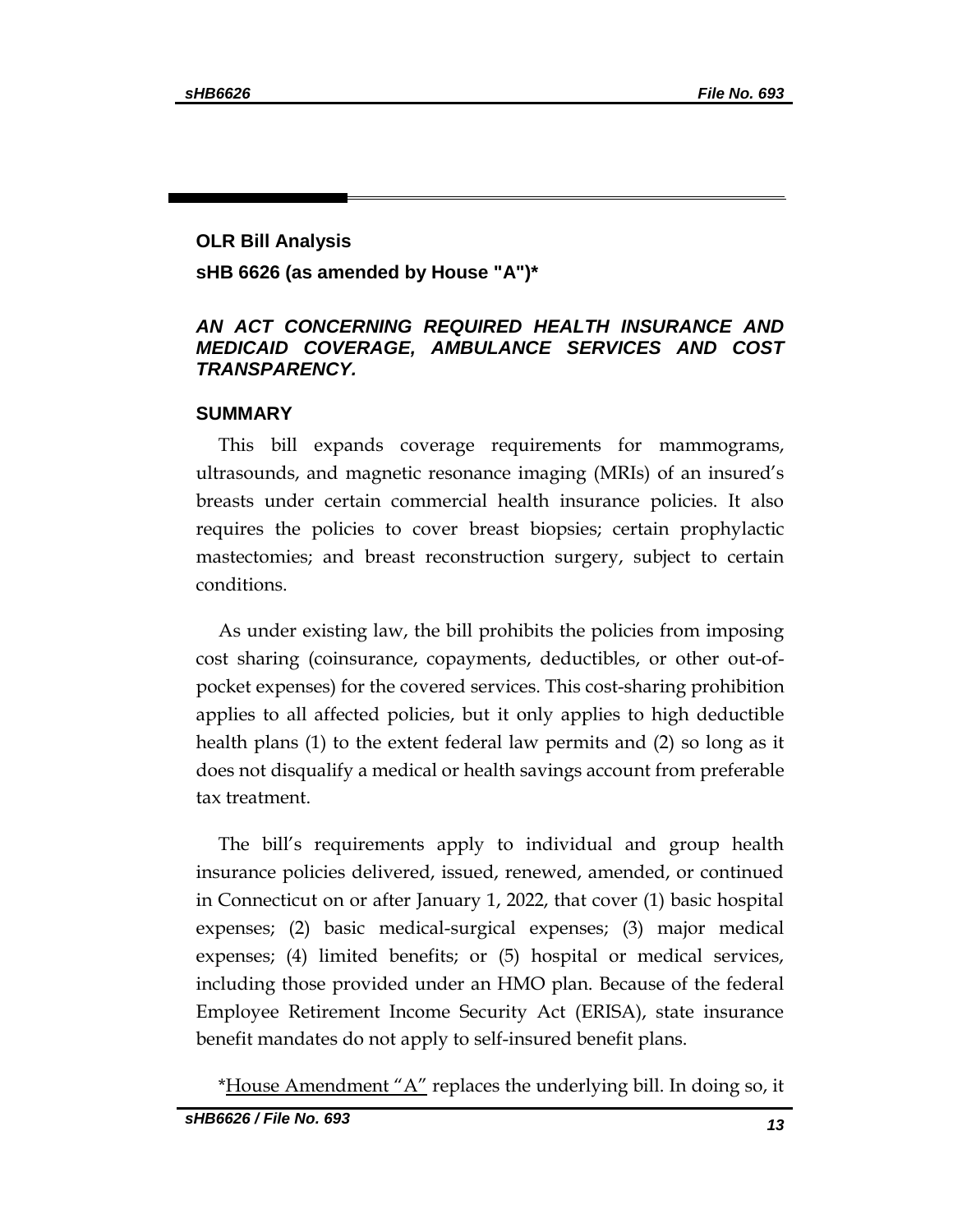## OLR Bill Analysis

**sHB 6626 (as amended by House "A")***

***AN ACT CONCERNING REQUIRED HEALTH INSURANCE AND MEDICAID COVERAGE, AMBULANCE SERVICES AND COST TRANSPARENCY.***

### SUMMARY

This bill expands coverage requirements for mammograms, ultrasounds, and magnetic resonance imaging (MRIs) of an insured's breasts under certain commercial health insurance policies. It also requires the policies to cover breast biopsies; certain prophylactic mastectomies; and breast reconstruction surgery, subject to certain conditions.

As under existing law, the bill prohibits the policies from imposing cost sharing (coinsurance, copayments, deductibles, or other out-of-pocket expenses) for the covered services. This cost-sharing prohibition applies to all affected policies, but it only applies to high deductible health plans (1) to the extent federal law permits and (2) so long as it does not disqualify a medical or health savings account from preferable tax treatment.

The bill's requirements apply to individual and group health insurance policies delivered, issued, renewed, amended, or continued in Connecticut on or after January 1, 2022, that cover (1) basic hospital expenses; (2) basic medical-surgical expenses; (3) major medical expenses; (4) limited benefits; or (5) hospital or medical services, including those provided under an HMO plan. Because of the federal Employee Retirement Income Security Act (ERISA), state insurance benefit mandates do not apply to self-insured benefit plans.

*House Amendment "A" replaces the underlying bill. In doing so, it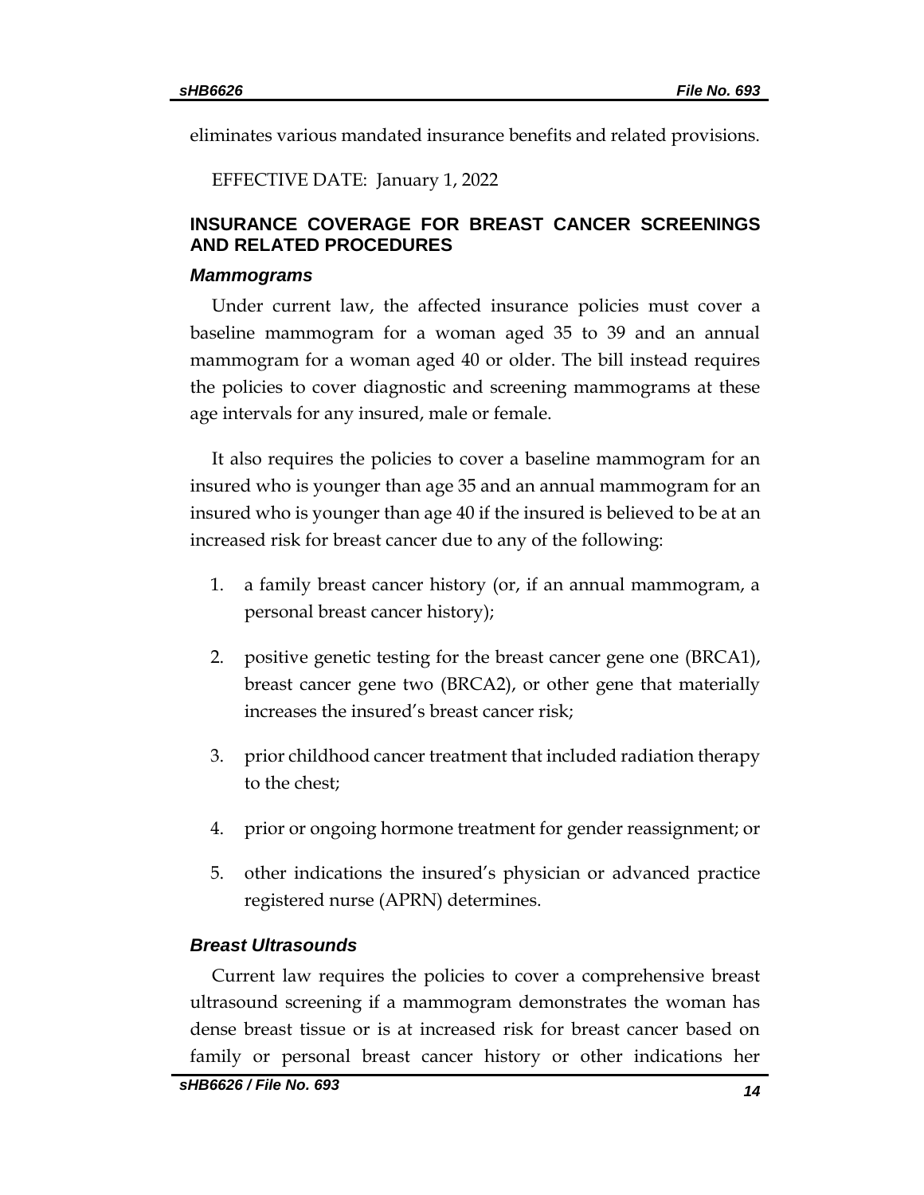eliminates various mandated insurance benefits and related provisions.

EFFECTIVE DATE: January 1, 2022

## INSURANCE COVERAGE FOR BREAST CANCER SCREENINGS AND RELATED PROCEDURES

### *Mammograms*

Under current law, the affected insurance policies must cover a baseline mammogram for a woman aged 35 to 39 and an annual mammogram for a woman aged 40 or older. The bill instead requires the policies to cover diagnostic and screening mammograms at these age intervals for any insured, male or female.

It also requires the policies to cover a baseline mammogram for an insured who is younger than age 35 and an annual mammogram for an insured who is younger than age 40 if the insured is believed to be at an increased risk for breast cancer due to any of the following:

1. a family breast cancer history (or, if an annual mammogram, a personal breast cancer history);
2. positive genetic testing for the breast cancer gene one (BRCA1), breast cancer gene two (BRCA2), or other gene that materially increases the insured's breast cancer risk;
3. prior childhood cancer treatment that included radiation therapy to the chest;
4. prior or ongoing hormone treatment for gender reassignment; or
5. other indications the insured's physician or advanced practice registered nurse (APRN) determines.

### *Breast Ultrasounds*

Current law requires the policies to cover a comprehensive breast ultrasound screening if a mammogram demonstrates the woman has dense breast tissue or is at increased risk for breast cancer based on family or personal breast cancer history or other indications her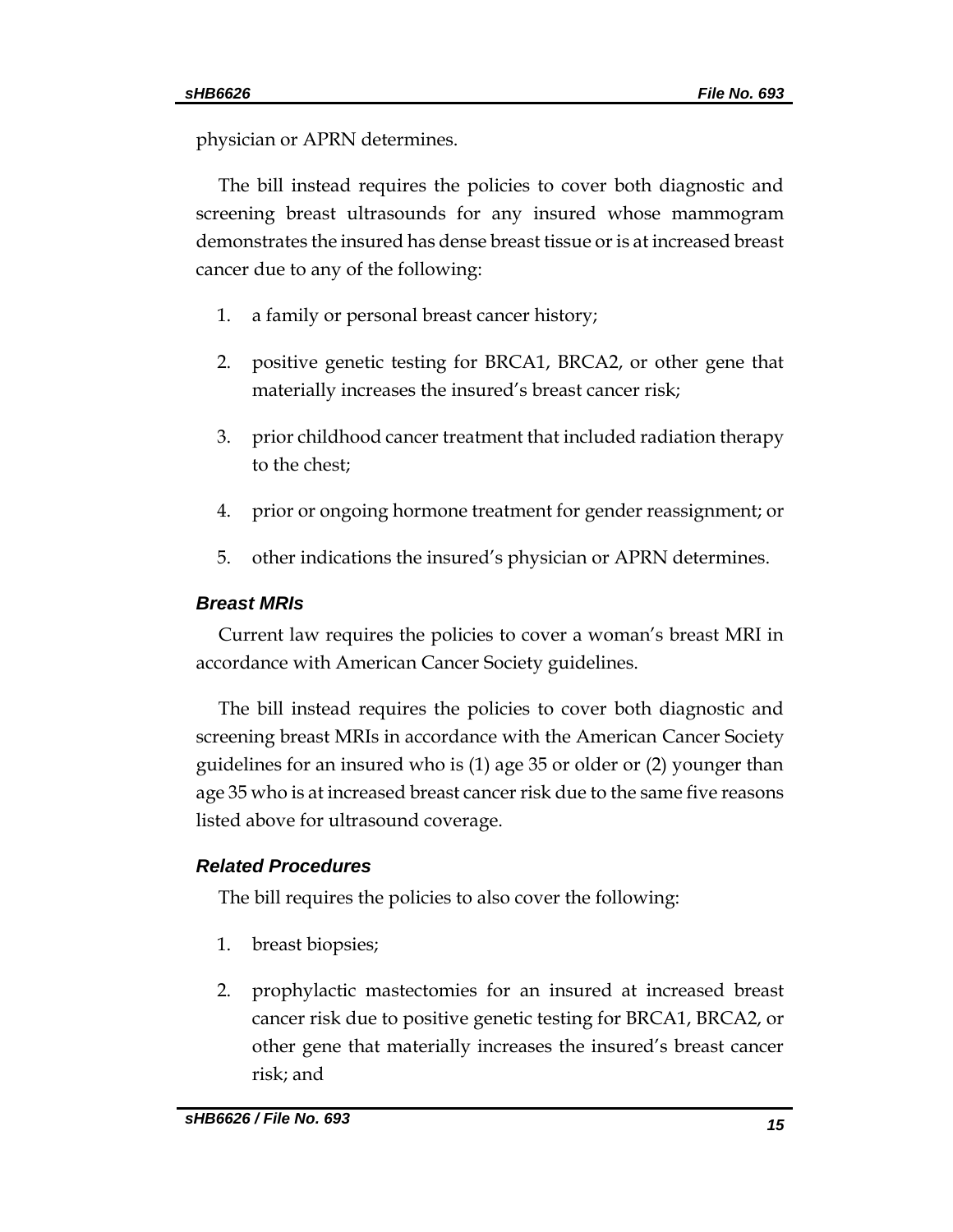physician or APRN determines.

The bill instead requires the policies to cover both diagnostic and screening breast ultrasounds for any insured whose mammogram demonstrates the insured has dense breast tissue or is at increased breast cancer due to any of the following:

1. a family or personal breast cancer history;
2. positive genetic testing for BRCA1, BRCA2, or other gene that materially increases the insured's breast cancer risk;
3. prior childhood cancer treatment that included radiation therapy to the chest;
4. prior or ongoing hormone treatment for gender reassignment; or
5. other indications the insured's physician or APRN determines.

### *Breast MRIs*

Current law requires the policies to cover a woman's breast MRI in accordance with American Cancer Society guidelines.

The bill instead requires the policies to cover both diagnostic and screening breast MRIs in accordance with the American Cancer Society guidelines for an insured who is (1) age 35 or older or (2) younger than age 35 who is at increased breast cancer risk due to the same five reasons listed above for ultrasound coverage.

### *Related Procedures*

The bill requires the policies to also cover the following:

1. breast biopsies;
2. prophylactic mastectomies for an insured at increased breast cancer risk due to positive genetic testing for BRCA1, BRCA2, or other gene that materially increases the insured's breast cancer risk; and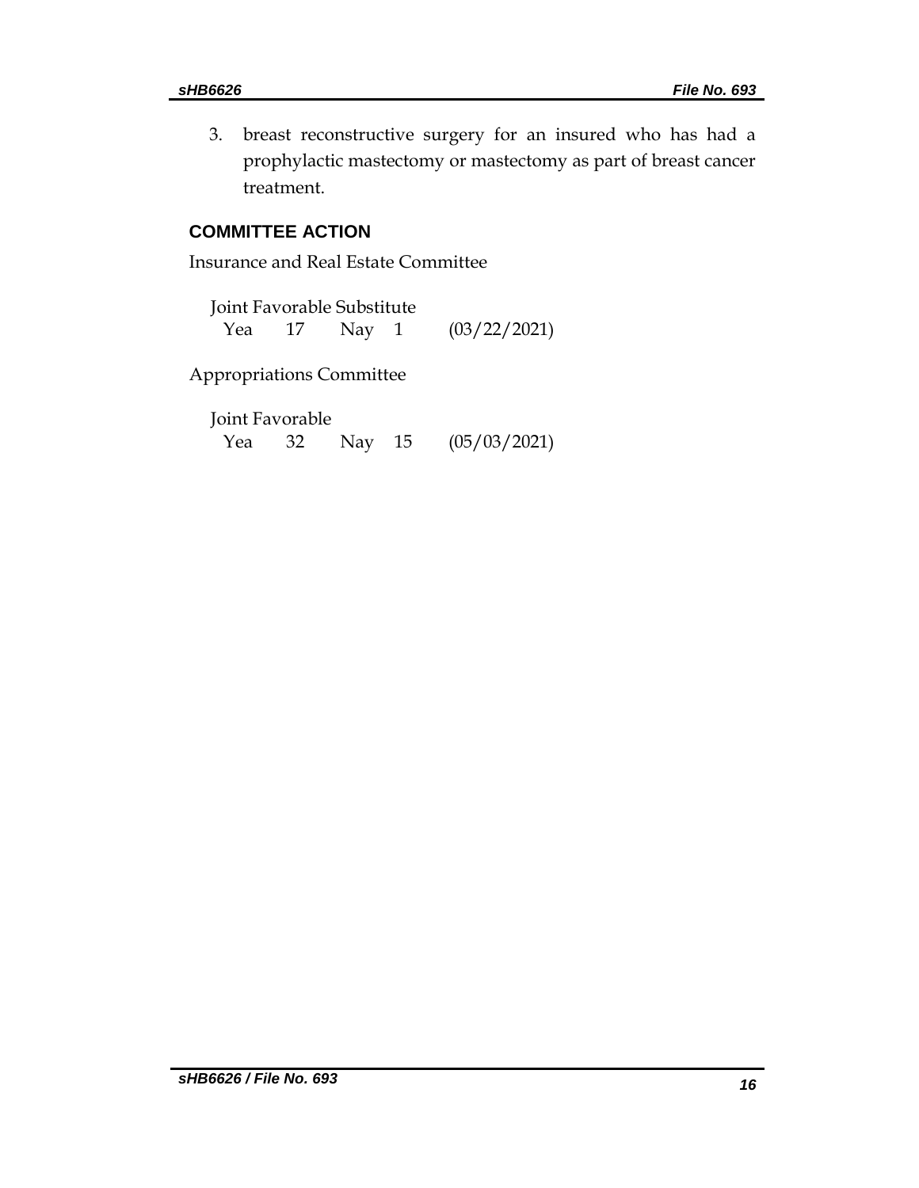3. breast reconstructive surgery for an insured who has had a prophylactic mastectomy or mastectomy as part of breast cancer treatment.

## COMMITTEE ACTION

Insurance and Real Estate Committee

Joint Favorable Substitute
Yea 17 Nay 1 (03/22/2021)

Appropriations Committee

Joint Favorable
Yea 32 Nay 15 (05/03/2021)